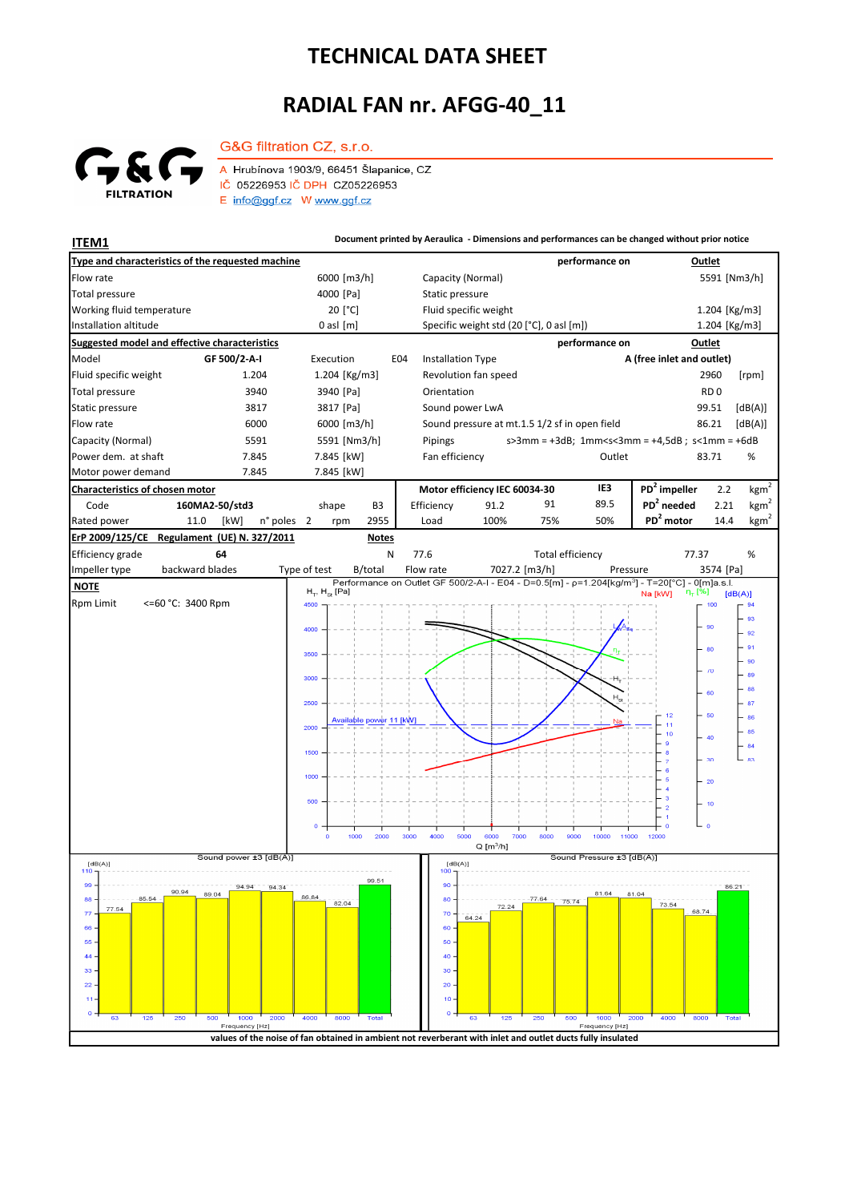# TECHNICAL DATA SHEET

# RADIAL FAN nr. AFGG-40_11

G&G FILTRATION

G&G filtration CZ, s.r.o.

A Hrubínova 1903/9, 66451 Šlapanice, CZ
IČ 05226953 IČ DPH CZ05226953
E info@ggf.cz W www.ggf.cz

**ITEM1**

**Document printed by Aeraulica - Dimensions and performances can be changed without prior notice**

| **Type and characteristics of the requested machine** | | | performance on | **Outlet** |
|---|---|---|---|---|
| Flow rate | 6000 [m3/h] | Capacity (Normal) | | 5591 [Nm3/h] |
| Total pressure | 4000 [Pa] | Static pressure | | |
| Working fluid temperature | 20 [°C] | Fluid specific weight | | 1.204 [Kg/m3] |
| Installation altitude | 0 asl [m] | Specific weight std (20 [°C], 0 asl [m]) | | 1.204 [Kg/m3] |

| **Suggested model and effective characteristics** | | | | performance on | **Outlet** |
|---|---|---|---|---|---|
| Model | GF 500/2-A-I | Execution E04 | Installation Type | **A (free inlet and outlet)** | |
| Fluid specific weight | 1.204 | 1.204 [Kg/m3] | Revolution fan speed | 2960 | [rpm] |
| Total pressure | 3940 | 3940 [Pa] | Orientation | RD 0 | |
| Static pressure | 3817 | 3817 [Pa] | Sound power LwA | 99.51 | [dB(A)] |
| Flow rate | 6000 | 6000 [m3/h] | Sound pressure at mt.1.5 1/2 sf in open field | 86.21 | [dB(A)] |
| Capacity (Normal) | 5591 | 5591 [Nm3/h] | Pipings | s>3mm = +3dB; 1mm<s<3mm = +4,5dB ; s<1mm = +6dB | |
| Power dem. at shaft | 7.845 | 7.845 [kW] | Fan efficiency | Outlet 83.71 | % |
| Motor power demand | 7.845 | 7.845 [kW] | | | |

| **Characteristics of chosen motor** | | | | Motor efficiency IEC 60034-30 | | | IE3 | $PD^2$ impeller | 2.2 | $kgm^2$ |
|---|---|---|---|---|---|---|---|---|---|---|
| Code | 160MA2-50/std3 | shape | B3 | Efficiency | 91.2 | 91 | 89.5 | $PD^2$ needed | 2.21 | $kgm^2$ |
| Rated power | 11.0 [kW] | n° poles 2 | rpm 2955 | Load | 100% | 75% | 50% | $PD^2$ motor | 14.4 | $kgm^2$ |

| **ErP 2009/125/CE Regulament (UE) N. 327/2011** | | **Notes** | | | |
|---|---|---|---|---|---|
| Efficiency grade | 64 | N 77.6 | | Total efficiency | 77.37 % |
| Impeller type | backward blades | Type of test B/total | Flow rate 7027.2 [m3/h] | Pressure | 3574 [Pa] |

**NOTE**

Rpm Limit <=60 °C: 3400 Rpm

Performance on Outlet GF 500/2-A-I - E04 - D=0.5[m] - ρ=1.204[kg/m³] - T=20[°C] - 0[m]a.s.l.

Sound power ±3 [dB(A)]

| Frequency [Hz] | 63 | 125 | 250 | 500 | 1000 | 2000 | 4000 | 8000 | Total |
|---|---|---|---|---|---|---|---|---|---|
| dB(A) | 77.54 | 85.54 | 90.94 | 89.04 | 94.94 | 94.34 | 86.84 | 82.04 | 99.51 |

Sound Pressure ±3 [dB(A)]

| Frequency [Hz] | 63 | 125 | 250 | 500 | 1000 | 2000 | 4000 | 8000 | Total |
|---|---|---|---|---|---|---|---|---|---|
| dB(A) | 64.24 | 72.24 | 77.64 | 75.74 | 81.64 | 81.04 | 73.54 | 68.74 | 86.21 |

**values of the noise of fan obtained in ambient not reverberant with inlet and outlet ducts fully insulated**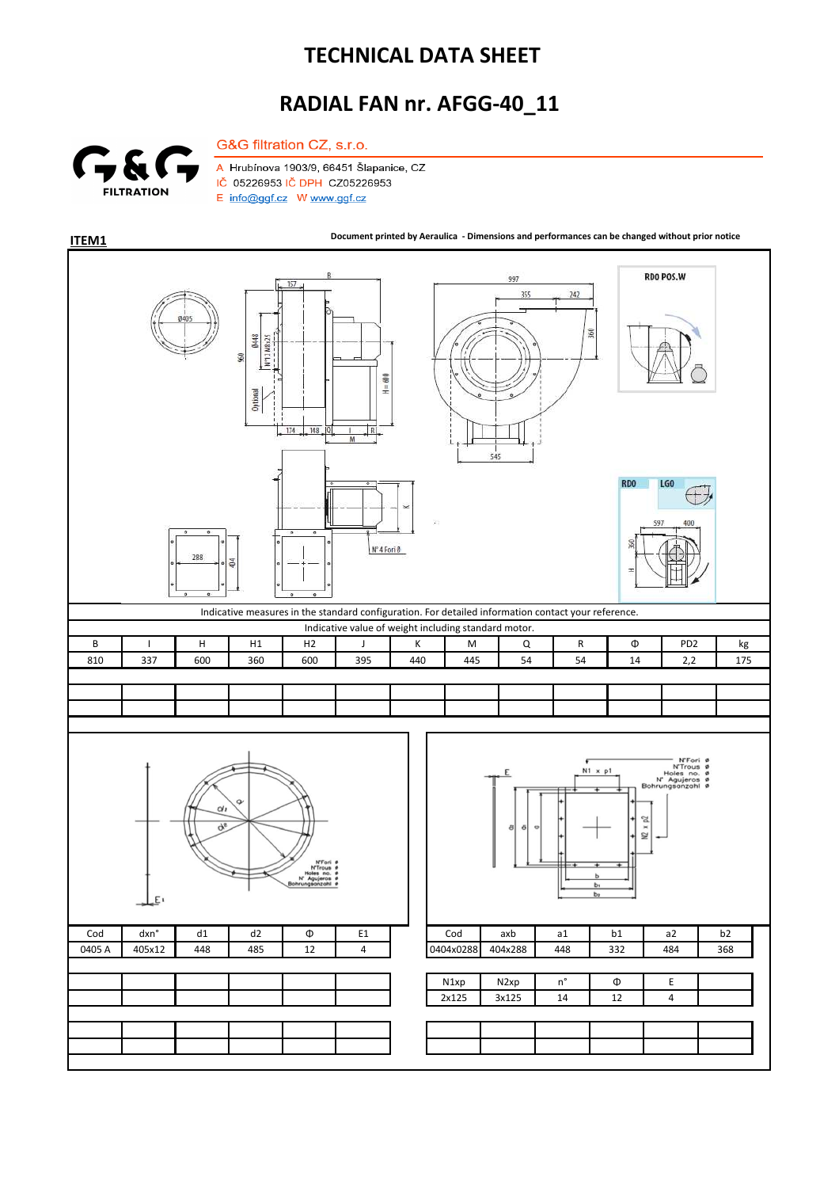# TECHNICAL DATA SHEET

## RADIAL FAN nr. AFGG-40_11

G&G filtration CZ, s.r.o.

A Hrubínova 1903/9, 66451 Šlapanice, CZ
IČ 05226953 IČ DPH CZ05226953
E info@ggf.cz W www.ggf.cz

**ITEM1**

**Document printed by Aeraulica - Dimensions and performances can be changed without prior notice**

Indicative measures in the standard configuration. For detailed information contact your reference.

Indicative value of weight including standard motor.

| B | I | H | H1 | H2 | J | K | M | Q | R | Φ | PD2 | kg |
|---|---|---|---|---|---|---|---|---|---|---|---|---|
| 810 | 337 | 600 | 360 | 600 | 395 | 440 | 445 | 54 | 54 | 14 | 2,2 | 175 |

| Cod | dxn° | d1 | d2 | Φ | E1 |
|---|---|---|---|---|---|
| 0405 A | 405x12 | 448 | 485 | 12 | 4 |

| Cod | axb | a1 | b1 | a2 | b2 |
|---|---|---|---|---|---|
| 0404x0288 | 404x288 | 448 | 332 | 484 | 368 |

| N1xp | N2xp | n° | Φ | E |
|---|---|---|---|---|
| 2x125 | 3x125 | 14 | 12 | 4 |